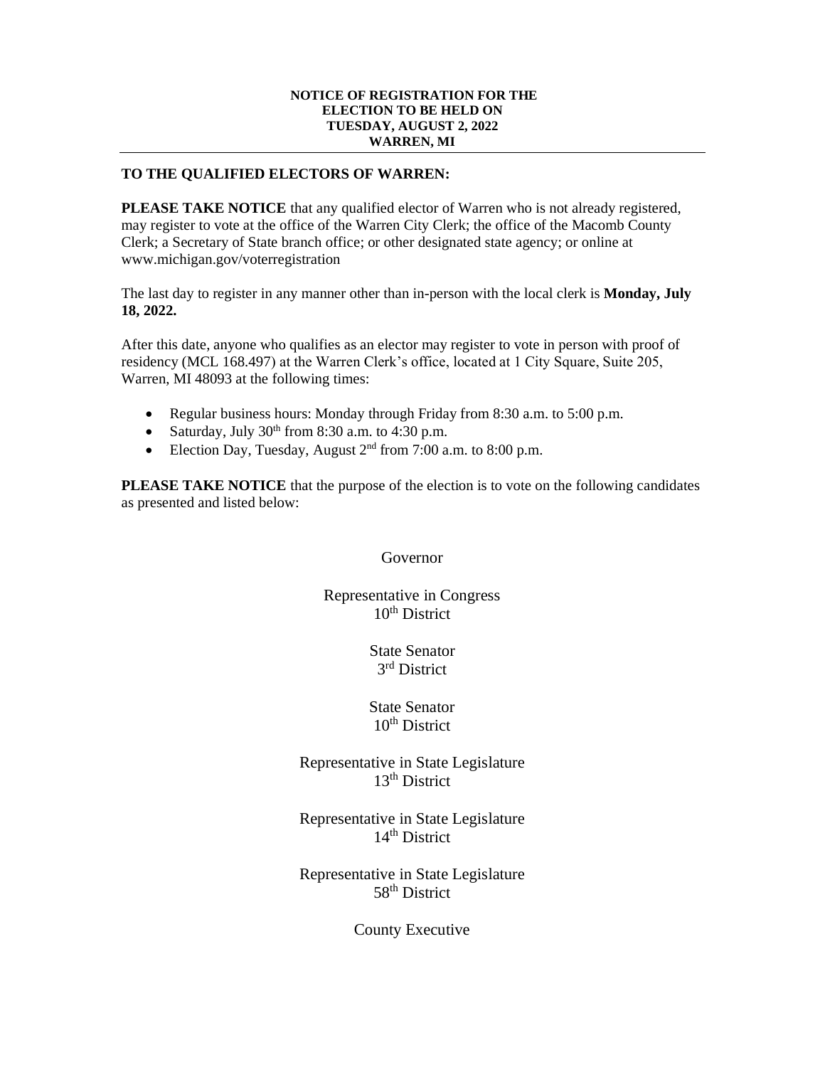**NOTICE OF REGISTRATION FOR THE ELECTION TO BE HELD ON TUESDAY, AUGUST 2, 2022 WARREN, MI**

---

**TO THE QUALIFIED ELECTORS OF WARREN:**

**PLEASE TAKE NOTICE** that any qualified elector of Warren who is not already registered, may register to vote at the office of the Warren City Clerk; the office of the Macomb County Clerk; a Secretary of State branch office; or other designated state agency; or online at www.michigan.gov/voterregistration

The last day to register in any manner other than in-person with the local clerk is **Monday, July 18, 2022.**

After this date, anyone who qualifies as an elector may register to vote in person with proof of residency (MCL 168.497) at the Warren Clerk's office, located at 1 City Square, Suite 205, Warren, MI 48093 at the following times:

- Regular business hours: Monday through Friday from 8:30 a.m. to 5:00 p.m.
- Saturday, July 30th from 8:30 a.m. to 4:30 p.m.
- Election Day, Tuesday, August 2nd from 7:00 a.m. to 8:00 p.m.

**PLEASE TAKE NOTICE** that the purpose of the election is to vote on the following candidates as presented and listed below:

Governor

Representative in Congress
10th District

State Senator
3rd District

State Senator
10th District

Representative in State Legislature
13th District

Representative in State Legislature
14th District

Representative in State Legislature
58th District

County Executive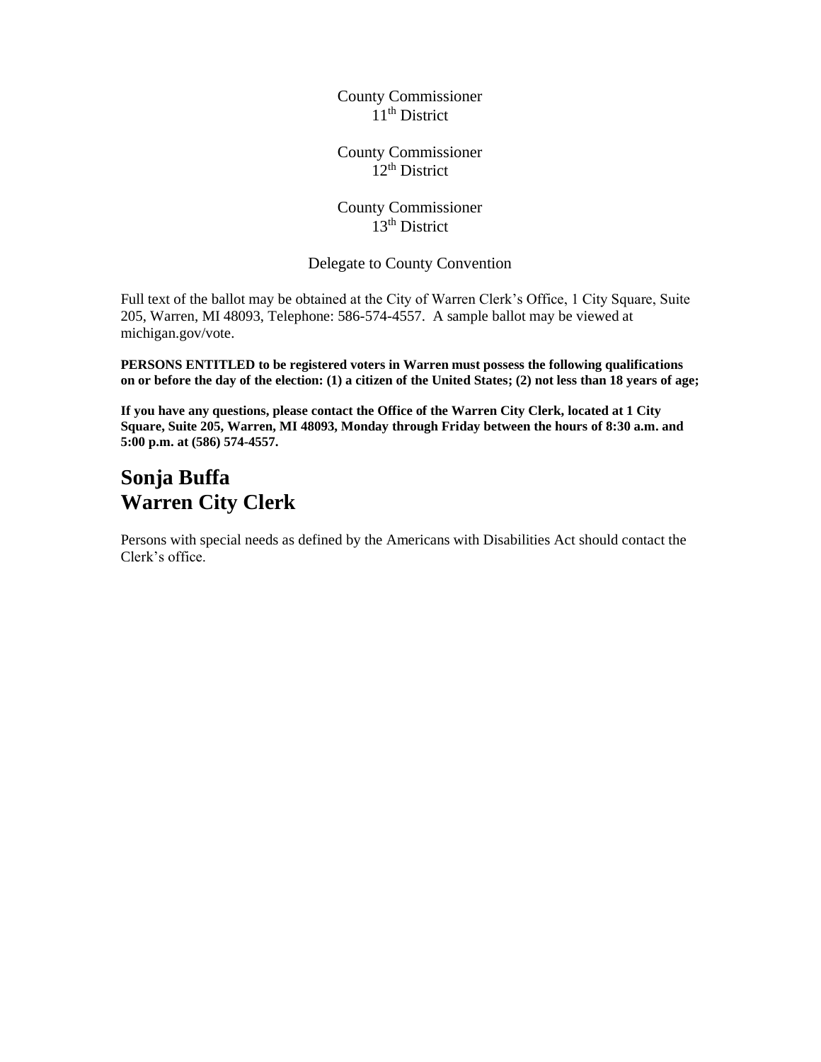County Commissioner
11th District

County Commissioner
12th District

County Commissioner
13th District

Delegate to County Convention

Full text of the ballot may be obtained at the City of Warren Clerk's Office, 1 City Square, Suite 205, Warren, MI 48093, Telephone: 586-574-4557. A sample ballot may be viewed at michigan.gov/vote.

**PERSONS ENTITLED to be registered voters in Warren must possess the following qualifications on or before the day of the election: (1) a citizen of the United States; (2) not less than 18 years of age;**

**If you have any questions, please contact the Office of the Warren City Clerk, located at 1 City Square, Suite 205, Warren, MI 48093, Monday through Friday between the hours of 8:30 a.m. and 5:00 p.m. at (586) 574-4557.**

## Sonja Buffa
## Warren City Clerk

Persons with special needs as defined by the Americans with Disabilities Act should contact the Clerk's office.